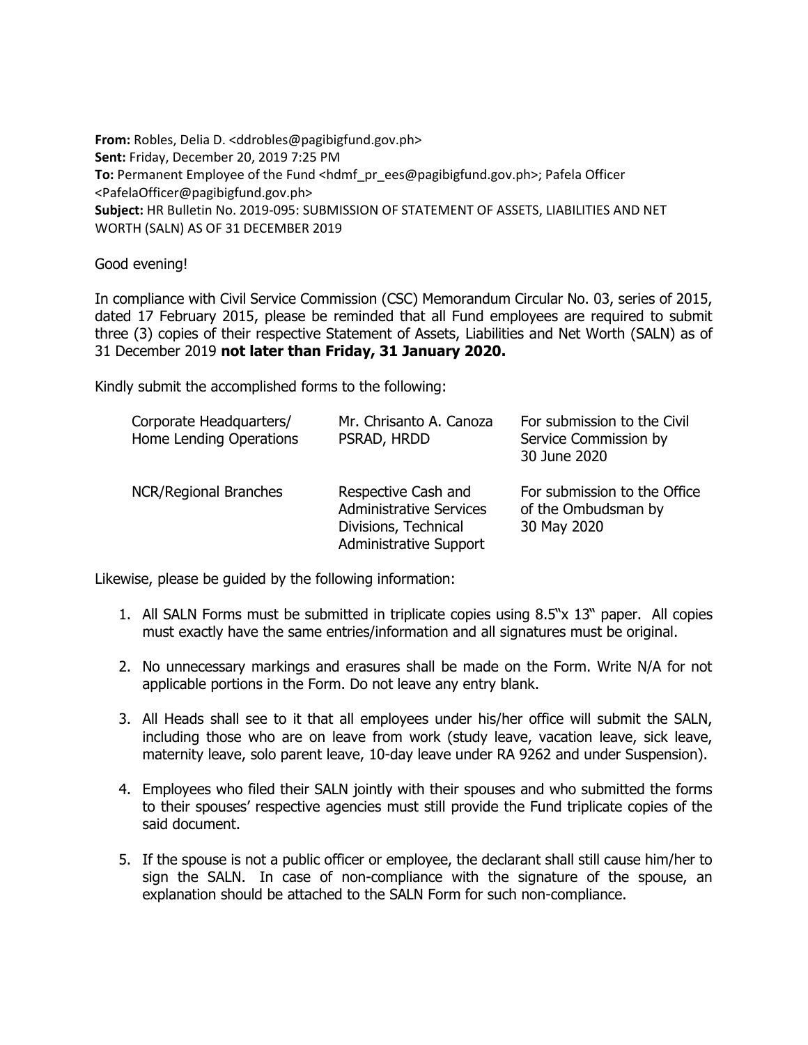**From:** Robles, Delia D. <ddrobles@pagibigfund.gov.ph>
**Sent:** Friday, December 20, 2019 7:25 PM
**To:** Permanent Employee of the Fund <hdmf_pr_ees@pagibigfund.gov.ph>; Pafela Officer <PafelaOfficer@pagibigfund.gov.ph>
**Subject:** HR Bulletin No. 2019-095: SUBMISSION OF STATEMENT OF ASSETS, LIABILITIES AND NET WORTH (SALN) AS OF 31 DECEMBER 2019

Good evening!

In compliance with Civil Service Commission (CSC) Memorandum Circular No. 03, series of 2015, dated 17 February 2015, please be reminded that all Fund employees are required to submit three (3) copies of their respective Statement of Assets, Liabilities and Net Worth (SALN) as of 31 December 2019 **not later than Friday, 31 January 2020.**

Kindly submit the accomplished forms to the following:

| | | |
|---|---|---|
| Corporate Headquarters/ Home Lending Operations | Mr. Chrisanto A. Canoza PSRAD, HRDD | For submission to the Civil Service Commission by 30 June 2020 |
| NCR/Regional Branches | Respective Cash and Administrative Services Divisions, Technical Administrative Support | For submission to the Office of the Ombudsman by 30 May 2020 |

Likewise, please be guided by the following information:

1. All SALN Forms must be submitted in triplicate copies using 8.5"x 13" paper. All copies must exactly have the same entries/information and all signatures must be original.

2. No unnecessary markings and erasures shall be made on the Form. Write N/A for not applicable portions in the Form. Do not leave any entry blank.

3. All Heads shall see to it that all employees under his/her office will submit the SALN, including those who are on leave from work (study leave, vacation leave, sick leave, maternity leave, solo parent leave, 10-day leave under RA 9262 and under Suspension).

4. Employees who filed their SALN jointly with their spouses and who submitted the forms to their spouses' respective agencies must still provide the Fund triplicate copies of the said document.

5. If the spouse is not a public officer or employee, the declarant shall still cause him/her to sign the SALN. In case of non-compliance with the signature of the spouse, an explanation should be attached to the SALN Form for such non-compliance.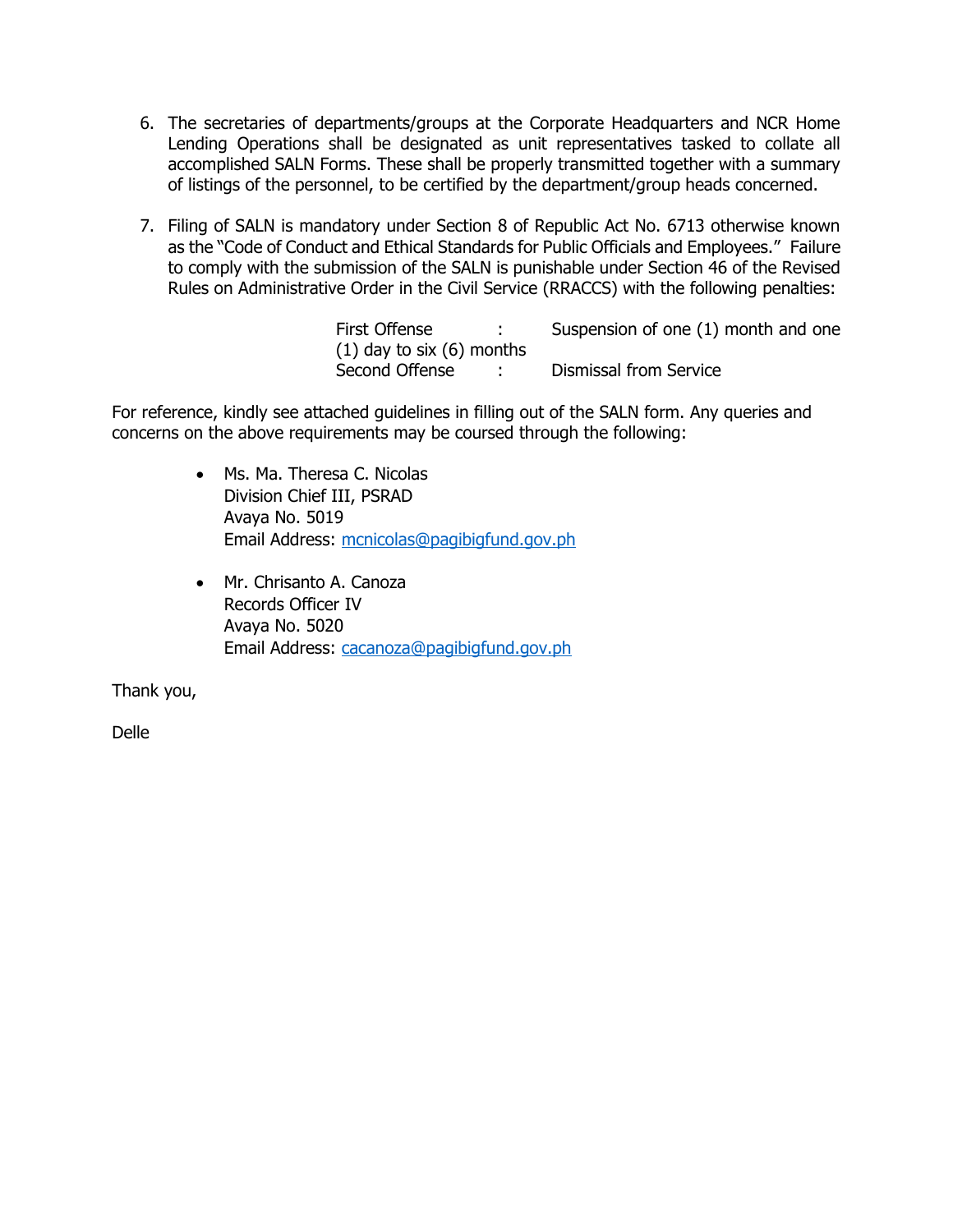6. The secretaries of departments/groups at the Corporate Headquarters and NCR Home Lending Operations shall be designated as unit representatives tasked to collate all accomplished SALN Forms. These shall be properly transmitted together with a summary of listings of the personnel, to be certified by the department/group heads concerned.

7. Filing of SALN is mandatory under Section 8 of Republic Act No. 6713 otherwise known as the "Code of Conduct and Ethical Standards for Public Officials and Employees." Failure to comply with the submission of the SALN is punishable under Section 46 of the Revised Rules on Administrative Order in the Civil Service (RRACCS) with the following penalties:

   First Offense : Suspension of one (1) month and one (1) day to six (6) months
   Second Offense : Dismissal from Service

For reference, kindly see attached guidelines in filling out of the SALN form. Any queries and concerns on the above requirements may be coursed through the following:

- Ms. Ma. Theresa C. Nicolas
  Division Chief III, PSRAD
  Avaya No. 5019
  Email Address: mcnicolas@pagibigfund.gov.ph

- Mr. Chrisanto A. Canoza
  Records Officer IV
  Avaya No. 5020
  Email Address: cacanoza@pagibigfund.gov.ph

Thank you,

Delle